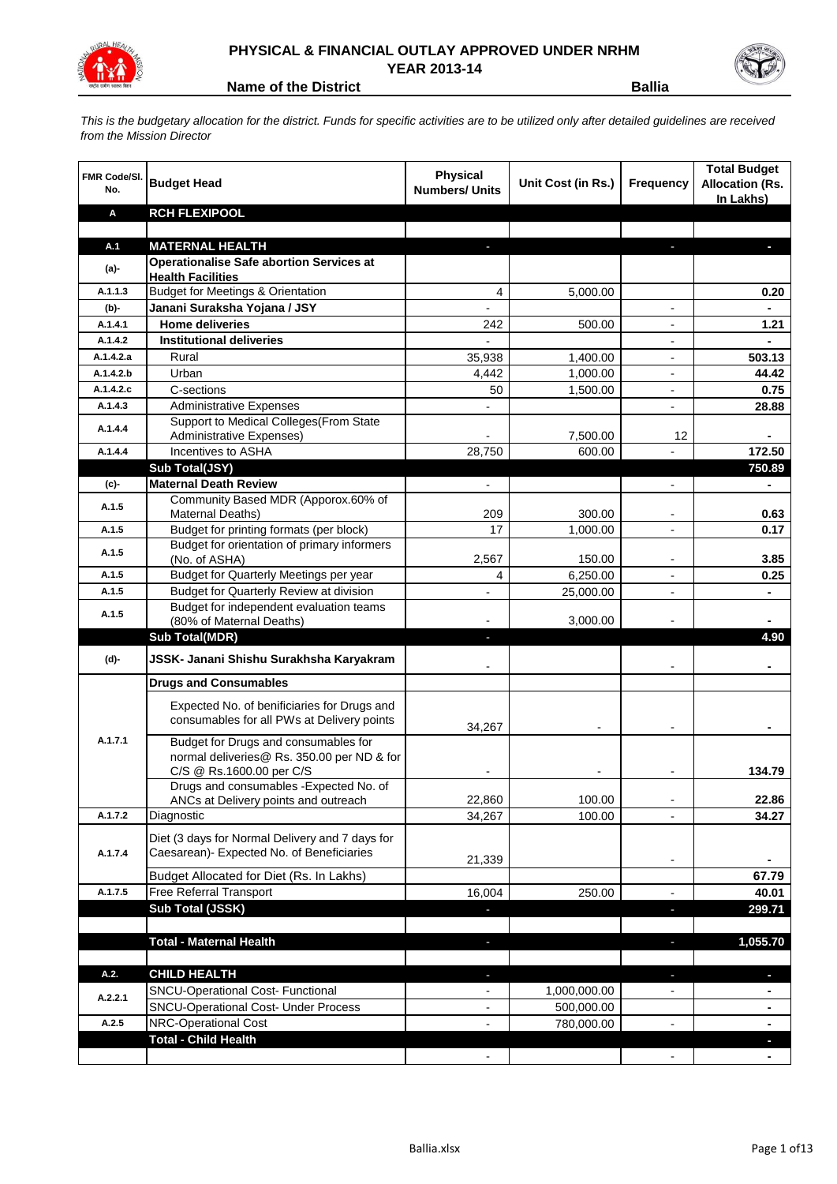# PHYSICAL & FINANCIAL OUTLAY APPROVED UNDER NRHM
## YEAR 2013-14

**Name of the District** **Ballia**

*This is the budgetary allocation for the district. Funds for specific activities are to be utilized only after detailed guidelines are received from the Mission Director*

| FMR Code/Sl. No. | Budget Head | Physical Numbers/ Units | Unit Cost (in Rs.) | Frequency | Total Budget Allocation (Rs. In Lakhs) |
|---|---|---|---|---|---|
| **A** | **RCH FLEXIPOOL** | | | | |
| | | | | | |
| **A.1** | **MATERNAL HEALTH** | - | | - | - |
| **(a)-** | **Operationalise Safe abortion Services at Health Facilities** | | | | |
| A.1.1.3 | Budget for Meetings & Orientation | 4 | 5,000.00 | | 0.20 |
| **(b)-** | **Janani Suraksha Yojana / JSY** | - | | - | - |
| A.1.4.1 | **Home deliveries** | 242 | 500.00 | - | 1.21 |
| A.1.4.2 | **Institutional deliveries** | - | | - | - |
| A.1.4.2.a | Rural | 35,938 | 1,400.00 | - | 503.13 |
| A.1.4.2.b | Urban | 4,442 | 1,000.00 | - | 44.42 |
| A.1.4.2.c | C-sections | 50 | 1,500.00 | - | 0.75 |
| A.1.4.3 | Administrative Expenses | - | | - | 28.88 |
| A.1.4.4 | Support to Medical Colleges(From State Administrative Expenses) | - | 7,500.00 | 12 | - |
| A.1.4.4 | Incentives to ASHA | 28,750 | 600.00 | - | 172.50 |
| | **Sub Total(JSY)** | | | | **750.89** |
| **(c)-** | **Maternal Death Review** | - | | - | - |
| A.1.5 | Community Based MDR (Apporox.60% of Maternal Deaths) | 209 | 300.00 | - | 0.63 |
| A.1.5 | Budget for printing formats (per block) | 17 | 1,000.00 | - | 0.17 |
| A.1.5 | Budget for orientation of primary informers (No. of ASHA) | 2,567 | 150.00 | - | 3.85 |
| A.1.5 | Budget for Quarterly Meetings per year | 4 | 6,250.00 | - | 0.25 |
| A.1.5 | Budget for Quarterly Review at division | - | 25,000.00 | - | - |
| A.1.5 | Budget for independent evaluation teams (80% of Maternal Deaths) | - | 3,000.00 | - | - |
| | **Sub Total(MDR)** | - | | | **4.90** |
| **(d)-** | **JSSK- Janani Shishu Surakhsha Karyakram** | - | | - | - |
| | **Drugs and Consumables** | | | | |
| A.1.7.1 | Expected No. of benificiaries for Drugs and consumables for all PWs at Delivery points | 34,267 | - | - | - |
| | Budget for Drugs and consumables for normal deliveries@ Rs. 350.00 per ND & for C/S @ Rs.1600.00 per C/S | - | - | - | 134.79 |
| | Drugs and consumables -Expected No. of ANCs at Delivery points and outreach | 22,860 | 100.00 | - | 22.86 |
| A.1.7.2 | Diagnostic | 34,267 | 100.00 | - | 34.27 |
| A.1.7.4 | Diet (3 days for Normal Delivery and 7 days for Caesarean)- Expected No. of Beneficiaries | 21,339 | | - | - |
| | Budget Allocated for Diet (Rs. In Lakhs) | | | | 67.79 |
| A.1.7.5 | Free Referral Transport | 16,004 | 250.00 | - | 40.01 |
| | **Sub Total (JSSK)** | - | | - | **299.71** |
| | | | | | |
| | **Total - Maternal Health** | - | | - | **1,055.70** |
| | | | | | |
| **A.2.** | **CHILD HEALTH** | - | | - | - |
| A.2.2.1 | SNCU-Operational Cost- Functional | - | 1,000,000.00 | - | - |
| | SNCU-Operational Cost- Under Process | - | 500,000.00 | | - |
| A.2.5 | NRC-Operational Cost | - | 780,000.00 | - | - |
| | **Total - Child Health** | | | | - |
| | | - | | - | - |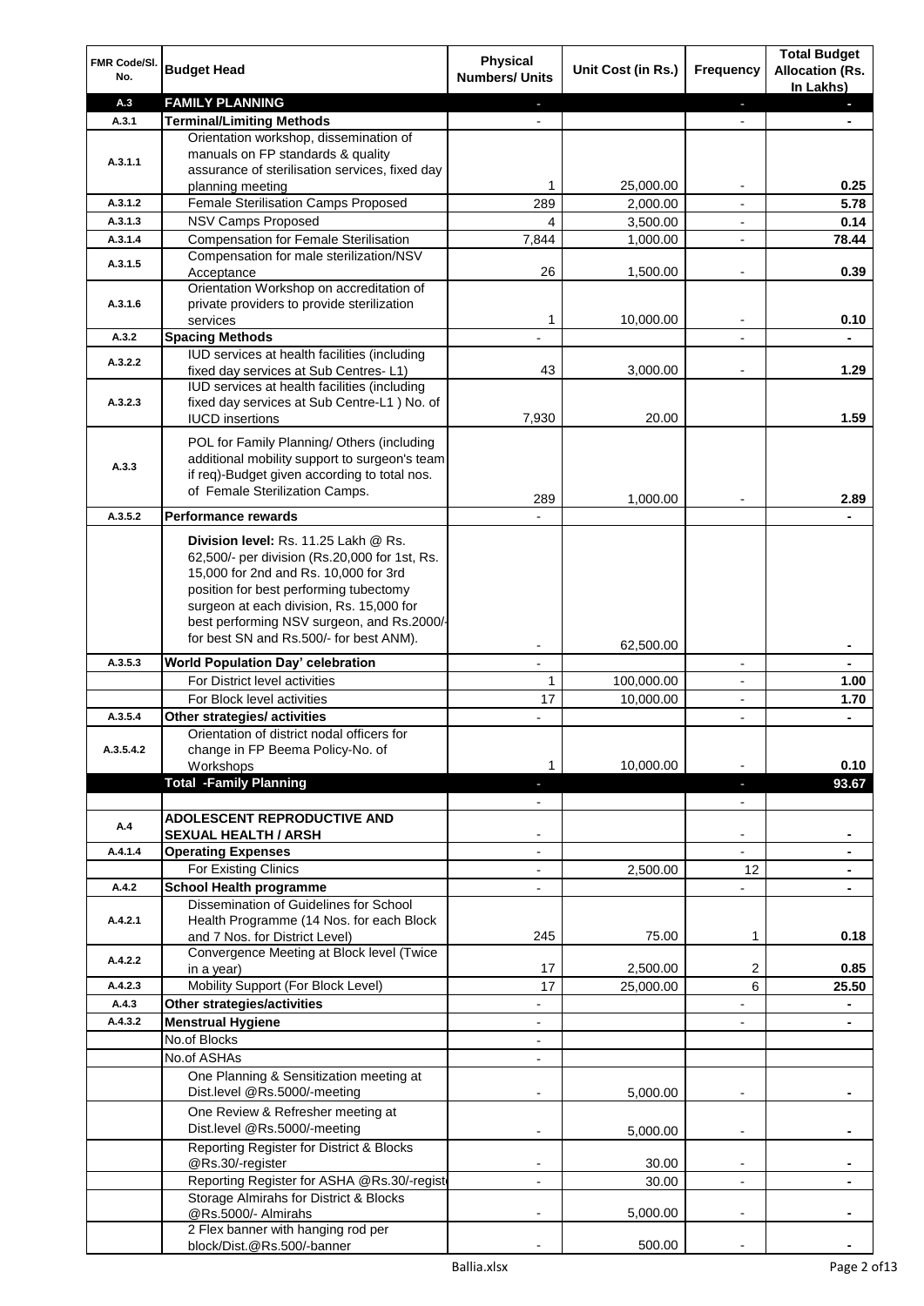| FMR Code/Sl. No. | Budget Head | Physical Numbers/ Units | Unit Cost (in Rs.) | Frequency | Total Budget Allocation (Rs. In Lakhs) |
|---|---|---|---|---|---|
| A.3 | **FAMILY PLANNING** | - | | - | - |
| A.3.1 | **Terminal/Limiting Methods** | - | | - | - |
| A.3.1.1 | Orientation workshop, dissemination of manuals on FP standards & quality assurance of sterilisation services, fixed day planning meeting | 1 | 25,000.00 | - | 0.25 |
| A.3.1.2 | Female Sterilisation Camps Proposed | 289 | 2,000.00 | - | 5.78 |
| A.3.1.3 | NSV Camps Proposed | 4 | 3,500.00 | - | 0.14 |
| A.3.1.4 | Compensation for Female Sterilisation | 7,844 | 1,000.00 | - | 78.44 |
| A.3.1.5 | Compensation for male sterilization/NSV Acceptance | 26 | 1,500.00 | - | 0.39 |
| A.3.1.6 | Orientation Workshop on accreditation of private providers to provide sterilization services | 1 | 10,000.00 | - | 0.10 |
| A.3.2 | **Spacing Methods** | - | | - | - |
| A.3.2.2 | IUD services at health facilities (including fixed day services at Sub Centres- L1) | 43 | 3,000.00 | - | 1.29 |
| A.3.2.3 | IUD services at health facilities (including fixed day services at Sub Centre-L1 ) No. of IUCD insertions | 7,930 | 20.00 | | 1.59 |
| A.3.3 | POL for Family Planning/ Others (including additional mobility support to surgeon's team if req)-Budget given according to total nos. of Female Sterilization Camps. | 289 | 1,000.00 | - | 2.89 |
| A.3.5.2 | **Performance rewards** | - | | | - |
| | **Division level:** Rs. 11.25 Lakh @ Rs. 62,500/- per division (Rs.20,000 for 1st, Rs. 15,000 for 2nd and Rs. 10,000 for 3rd position for best performing tubectomy surgeon at each division, Rs. 15,000 for best performing NSV surgeon, and Rs.2000/- for best SN and Rs.500/- for best ANM). | - | 62,500.00 | | - |
| A.3.5.3 | **World Population Day' celebration** | - | | - | - |
| | For District level activities | 1 | 100,000.00 | - | 1.00 |
| | For Block level activities | 17 | 10,000.00 | - | 1.70 |
| A.3.5.4 | **Other strategies/ activities** | - | | - | - |
| A.3.5.4.2 | Orientation of district nodal officers for change in FP Beema Policy-No. of Workshops | 1 | 10,000.00 | - | 0.10 |
| | **Total -Family Planning** | - | | - | **93.67** |
| | | - | | - | |
| A.4 | **ADOLESCENT REPRODUCTIVE AND SEXUAL HEALTH / ARSH** | - | | - | - |
| A.4.1.4 | **Operating Expenses** | - | | - | - |
| | For Existing Clinics | - | 2,500.00 | 12 | - |
| A.4.2 | **School Health programme** | - | | - | - |
| A.4.2.1 | Dissemination of Guidelines for School Health Programme (14 Nos. for each Block and 7 Nos. for District Level) | 245 | 75.00 | 1 | 0.18 |
| A.4.2.2 | Convergence Meeting at Block level (Twice in a year) | 17 | 2,500.00 | 2 | 0.85 |
| A.4.2.3 | Mobility Support (For Block Level) | 17 | 25,000.00 | 6 | 25.50 |
| A.4.3 | **Other strategies/activities** | - | | - | - |
| A.4.3.2 | **Menstrual Hygiene** | - | | - | - |
| | No.of Blocks | - | | | |
| | No.of ASHAs | - | | | |
| | One Planning & Sensitization meeting at Dist.level @Rs.5000/-meeting | - | 5,000.00 | - | - |
| | One Review & Refresher meeting at Dist.level @Rs.5000/-meeting | - | 5,000.00 | - | - |
| | Reporting Register for District & Blocks @Rs.30/-register | - | 30.00 | - | - |
| | Reporting Register for ASHA @Rs.30/-register | - | 30.00 | - | - |
| | Storage Almirahs for District & Blocks @Rs.5000/- Almirahs | - | 5,000.00 | - | - |
| | 2 Flex banner with hanging rod per block/Dist.@Rs.500/-banner | - | 500.00 | - | - |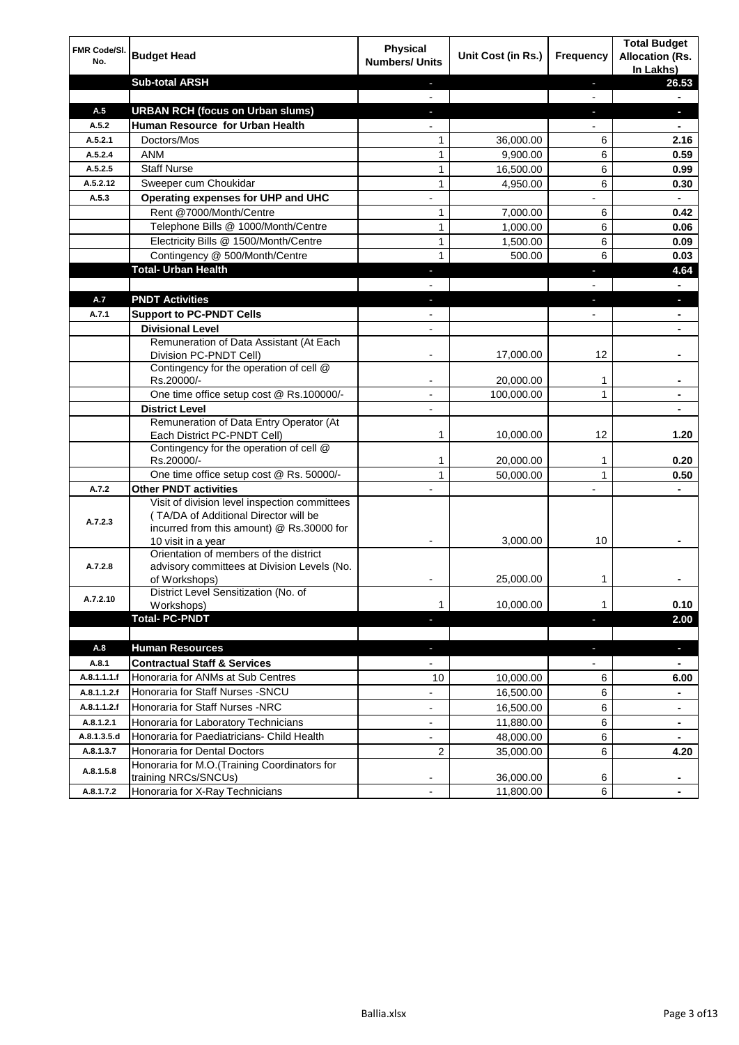| FMR Code/Sl. No. | Budget Head | Physical Numbers/ Units | Unit Cost (in Rs.) | Frequency | Total Budget Allocation (Rs. In Lakhs) |
|---|---|---|---|---|---|
| | **Sub-total ARSH** | - | | - | **26.53** |
| | | - | | - | - |
| **A.5** | **URBAN RCH (focus on Urban slums)** | - | | - | - |
| **A.5.2** | **Human Resource for Urban Health** | - | | - | - |
| A.5.2.1 | Doctors/Mos | 1 | 36,000.00 | 6 | **2.16** |
| A.5.2.4 | ANM | 1 | 9,900.00 | 6 | **0.59** |
| A.5.2.5 | Staff Nurse | 1 | 16,500.00 | 6 | **0.99** |
| A.5.2.12 | Sweeper cum Choukidar | 1 | 4,950.00 | 6 | **0.30** |
| **A.5.3** | **Operating expenses for UHP and UHC** | - | | - | - |
| | Rent @7000/Month/Centre | 1 | 7,000.00 | 6 | **0.42** |
| | Telephone Bills @ 1000/Month/Centre | 1 | 1,000.00 | 6 | **0.06** |
| | Electricity Bills @ 1500/Month/Centre | 1 | 1,500.00 | 6 | **0.09** |
| | Contingency @ 500/Month/Centre | 1 | 500.00 | 6 | **0.03** |
| | **Total- Urban Health** | - | | - | **4.64** |
| | | - | | - | - |
| **A.7** | **PNDT Activities** | - | | - | - |
| **A.7.1** | **Support to PC-PNDT Cells** | - | | - | - |
| | **Divisional Level** | - | | | - |
| | Remuneration of Data Assistant (At Each Division PC-PNDT Cell) | - | 17,000.00 | 12 | - |
| | Contingency for the operation of cell @ Rs.20000/- | - | 20,000.00 | 1 | - |
| | One time office setup cost @ Rs.100000/- | - | 100,000.00 | 1 | - |
| | **District Level** | - | | | - |
| | Remuneration of Data Entry Operator (At Each District PC-PNDT Cell) | 1 | 10,000.00 | 12 | **1.20** |
| | Contingency for the operation of cell @ Rs.20000/- | 1 | 20,000.00 | 1 | **0.20** |
| | One time office setup cost @ Rs. 50000/- | 1 | 50,000.00 | 1 | **0.50** |
| **A.7.2** | **Other PNDT activities** | - | | - | - |
| A.7.2.3 | Visit of division level inspection committees ( TA/DA of Additional Director will be incurred from this amount) @ Rs.30000 for 10 visit in a year | - | 3,000.00 | 10 | - |
| A.7.2.8 | Orientation of members of the district advisory committees at Division Levels (No. of Workshops) | - | 25,000.00 | 1 | - |
| A.7.2.10 | District Level Sensitization (No. of Workshops) | 1 | 10,000.00 | 1 | **0.10** |
| | **Total- PC-PNDT** | - | | - | **2.00** |
| | | | | | |
| **A.8** | **Human Resources** | - | | - | - |
| **A.8.1** | **Contractual Staff & Services** | - | | - | - |
| A.8.1.1.1.f | Honoraria for ANMs at Sub Centres | 10 | 10,000.00 | 6 | **6.00** |
| A.8.1.1.2.f | Honoraria for Staff Nurses -SNCU | - | 16,500.00 | 6 | - |
| A.8.1.1.2.f | Honoraria for Staff Nurses -NRC | - | 16,500.00 | 6 | - |
| A.8.1.2.1 | Honoraria for Laboratory Technicians | - | 11,880.00 | 6 | - |
| A.8.1.3.5.d | Honoraria for Paediatricians- Child Health | - | 48,000.00 | 6 | - |
| A.8.1.3.7 | Honoraria for Dental Doctors | 2 | 35,000.00 | 6 | **4.20** |
| A.8.1.5.8 | Honoraria for M.O.(Training Coordinators for training NRCs/SNCUs) | - | 36,000.00 | 6 | - |
| A.8.1.7.2 | Honoraria for X-Ray Technicians | - | 11,800.00 | 6 | - |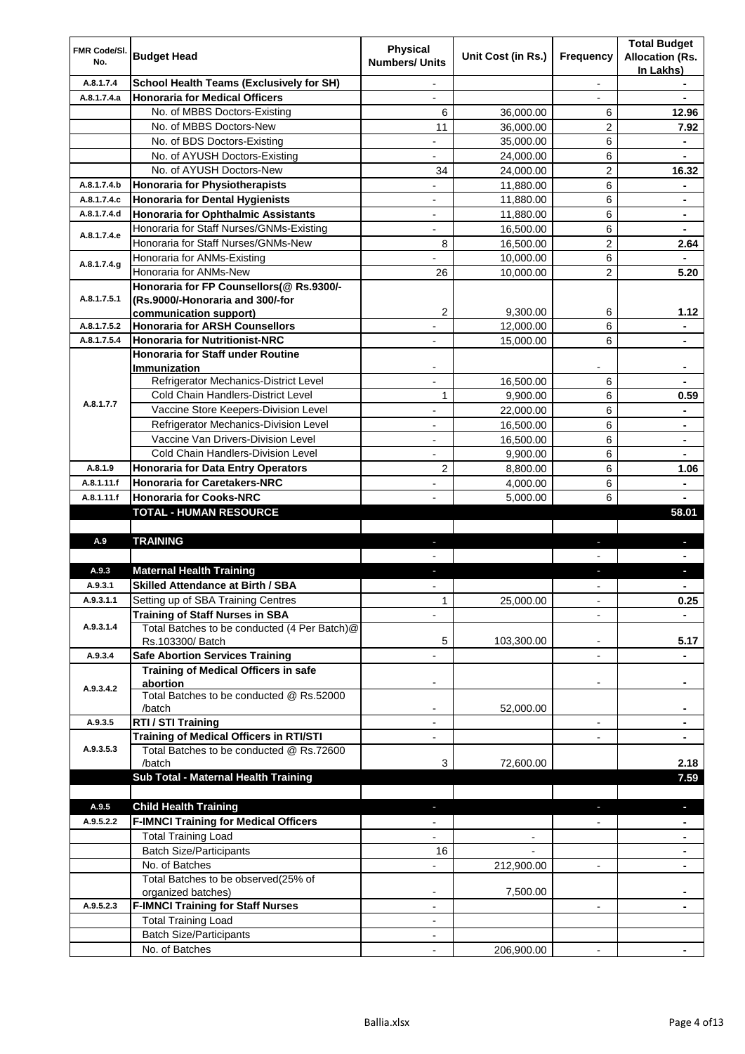| FMR Code/Sl. No. | Budget Head | Physical Numbers/ Units | Unit Cost (in Rs.) | Frequency | Total Budget Allocation (Rs. In Lakhs) |
|---|---|---|---|---|---|
| A.8.1.7.4 | **School Health Teams (Exclusively for SH)** | - | | - | - |
| A.8.1.7.4.a | **Honoraria for Medical Officers** | - | | - | - |
| | No. of MBBS Doctors-Existing | 6 | 36,000.00 | 6 | **12.96** |
| | No. of MBBS Doctors-New | 11 | 36,000.00 | 2 | **7.92** |
| | No. of BDS Doctors-Existing | - | 35,000.00 | 6 | - |
| | No. of AYUSH Doctors-Existing | - | 24,000.00 | 6 | - |
| | No. of AYUSH Doctors-New | 34 | 24,000.00 | 2 | **16.32** |
| A.8.1.7.4.b | **Honoraria for Physiotherapists** | - | 11,880.00 | 6 | - |
| A.8.1.7.4.c | **Honoraria for Dental Hygienists** | - | 11,880.00 | 6 | - |
| A.8.1.7.4.d | **Honoraria for Ophthalmic Assistants** | - | 11,880.00 | 6 | - |
| A.8.1.7.4.e | Honoraria for Staff Nurses/GNMs-Existing | - | 16,500.00 | 6 | - |
| | Honoraria for Staff Nurses/GNMs-New | 8 | 16,500.00 | 2 | **2.64** |
| A.8.1.7.4.g | Honoraria for ANMs-Existing | - | 10,000.00 | 6 | - |
| | Honoraria for ANMs-New | 26 | 10,000.00 | 2 | **5.20** |
| A.8.1.7.5.1 | **Honoraria for FP Counsellors(@ Rs.9300/- (Rs.9000/-Honoraria and 300/-for communication support)** | 2 | 9,300.00 | 6 | **1.12** |
| A.8.1.7.5.2 | **Honoraria for ARSH Counsellors** | - | 12,000.00 | 6 | - |
| A.8.1.7.5.4 | **Honoraria for Nutritionist-NRC** | - | 15,000.00 | 6 | - |
| A.8.1.7.7 | **Honoraria for Staff under Routine Immunization** | - | | - | - |
| | Refrigerator Mechanics-District Level | - | 16,500.00 | 6 | - |
| | Cold Chain Handlers-District Level | 1 | 9,900.00 | 6 | **0.59** |
| | Vaccine Store Keepers-Division Level | - | 22,000.00 | 6 | - |
| | Refrigerator Mechanics-Division Level | - | 16,500.00 | 6 | - |
| | Vaccine Van Drivers-Division Level | - | 16,500.00 | 6 | - |
| | Cold Chain Handlers-Division Level | - | 9,900.00 | 6 | - |
| A.8.1.9 | **Honoraria for Data Entry Operators** | 2 | 8,800.00 | 6 | **1.06** |
| A.8.1.11.f | **Honoraria for Caretakers-NRC** | - | 4,000.00 | 6 | - |
| A.8.1.11.f | **Honoraria for Cooks-NRC** | - | 5,000.00 | 6 | - |
| | **TOTAL - HUMAN RESOURCE** | | | | **58.01** |
| | | | | | |
| A.9 | **TRAINING** | - | | - | - |
| | | - | | - | - |
| A.9.3 | **Maternal Health Training** | - | | - | - |
| A.9.3.1 | **Skilled Attendance at Birth / SBA** | - | | - | - |
| A.9.3.1.1 | Setting up of SBA Training Centres | 1 | 25,000.00 | - | **0.25** |
| A.9.3.1.4 | **Training of Staff Nurses in SBA** | - | | - | - |
| | Total Batches to be conducted (4 Per Batch)@ Rs.103300/ Batch | 5 | 103,300.00 | - | **5.17** |
| A.9.3.4 | **Safe Abortion Services Training** | - | | - | - |
| A.9.3.4.2 | **Training of Medical Officers in safe abortion** | - | | - | - |
| | Total Batches to be conducted @ Rs.52000 /batch | - | 52,000.00 | | - |
| A.9.3.5 | **RTI / STI Training** | - | | - | - |
| A.9.3.5.3 | **Training of Medical Officers in RTI/STI** | - | | - | - |
| | Total Batches to be conducted @ Rs.72600 /batch | 3 | 72,600.00 | | **2.18** |
| | **Sub Total - Maternal Health Training** | | | | **7.59** |
| | | | | | |
| A.9.5 | **Child Health Training** | - | | - | - |
| A.9.5.2.2 | **F-IMNCI Training for Medical Officers** | - | | - | - |
| | Total Training Load | - | - | | - |
| | Batch Size/Participants | 16 | - | | - |
| | No. of Batches | - | 212,900.00 | - | - |
| | Total Batches to be observed(25% of organized batches) | - | 7,500.00 | | - |
| A.9.5.2.3 | **F-IMNCI Training for Staff Nurses** | - | | - | - |
| | Total Training Load | - | | | |
| | Batch Size/Participants | - | | | |
| | No. of Batches | - | 206,900.00 | - | - |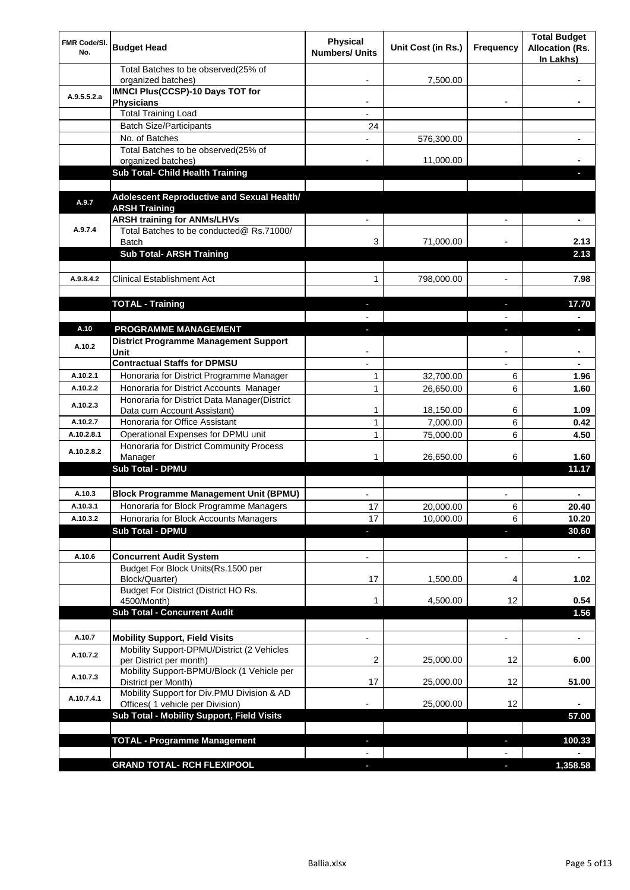| FMR Code/Sl. No. | Budget Head | Physical Numbers/ Units | Unit Cost (in Rs.) | Frequency | Total Budget Allocation (Rs. In Lakhs) |
|---|---|---|---|---|---|
| | Total Batches to be observed(25% of organized batches) | - | 7,500.00 | | - |
| A.9.5.5.2.a | IMNCI Plus(CCSP)-10 Days TOT for Physicians | - | | - | - |
| | Total Training Load | - | | | |
| | Batch Size/Participants | 24 | | | |
| | No. of Batches | - | 576,300.00 | | - |
| | Total Batches to be observed(25% of organized batches) | - | 11,000.00 | | - |
| | **Sub Total- Child Health Training** | | | | - |
| | | | | | |
| A.9.7 | **Adolescent Reproductive and Sexual Health/ ARSH Training** | | | | |
| A.9.7.4 | **ARSH training for ANMs/LHVs** | - | | - | - |
| | Total Batches to be conducted@ Rs.71000/ Batch | 3 | 71,000.00 | - | 2.13 |
| | **Sub Total- ARSH Training** | | | | 2.13 |
| | | | | | |
| A.9.8.4.2 | Clinical Establishment Act | 1 | 798,000.00 | - | 7.98 |
| | | | | | |
| | **TOTAL - Training** | - | | - | 17.70 |
| | | - | | - | - |
| A.10 | **PROGRAMME MANAGEMENT** | - | | - | - |
| A.10.2 | **District Programme Management Support Unit** | - | | - | - |
| | **Contractual Staffs for DPMSU** | - | | - | - |
| A.10.2.1 | Honoraria for District Programme Manager | 1 | 32,700.00 | 6 | 1.96 |
| A.10.2.2 | Honoraria for District Accounts Manager | 1 | 26,650.00 | 6 | 1.60 |
| A.10.2.3 | Honoraria for District Data Manager(District Data cum Account Assistant) | 1 | 18,150.00 | 6 | 1.09 |
| A.10.2.7 | Honoraria for Office Assistant | 1 | 7,000.00 | 6 | 0.42 |
| A.10.2.8.1 | Operational Expenses for DPMU unit | 1 | 75,000.00 | 6 | 4.50 |
| A.10.2.8.2 | Honoraria for District Community Process Manager | 1 | 26,650.00 | 6 | 1.60 |
| | **Sub Total - DPMU** | | | | 11.17 |
| | | | | | |
| A.10.3 | **Block Programme Management Unit (BPMU)** | - | | - | - |
| A.10.3.1 | Honoraria for Block Programme Managers | 17 | 20,000.00 | 6 | 20.40 |
| A.10.3.2 | Honoraria for Block Accounts Managers | 17 | 10,000.00 | 6 | 10.20 |
| | **Sub Total - DPMU** | - | | - | 30.60 |
| | | | | | |
| A.10.6 | **Concurrent Audit System** | - | | - | - |
| | Budget For Block Units(Rs.1500 per Block/Quarter) | 17 | 1,500.00 | 4 | 1.02 |
| | Budget For District (District HO Rs. 4500/Month) | 1 | 4,500.00 | 12 | 0.54 |
| | **Sub Total - Concurrent Audit** | | | | 1.56 |
| | | | | | |
| A.10.7 | **Mobility Support, Field Visits** | - | | - | - |
| A.10.7.2 | Mobility Support-DPMU/District (2 Vehicles per District per month) | 2 | 25,000.00 | 12 | 6.00 |
| A.10.7.3 | Mobility Support-BPMU/Block (1 Vehicle per District per Month) | 17 | 25,000.00 | 12 | 51.00 |
| A.10.7.4.1 | Mobility Support for Div.PMU Division & AD Offices( 1 vehicle per Division) | - | 25,000.00 | 12 | - |
| | **Sub Total - Mobility Support, Field Visits** | | | | 57.00 |
| | | | | | |
| | **TOTAL - Programme Management** | - | | - | 100.33 |
| | | - | | - | - |
| | **GRAND TOTAL- RCH FLEXIPOOL** | - | | - | 1,358.58 |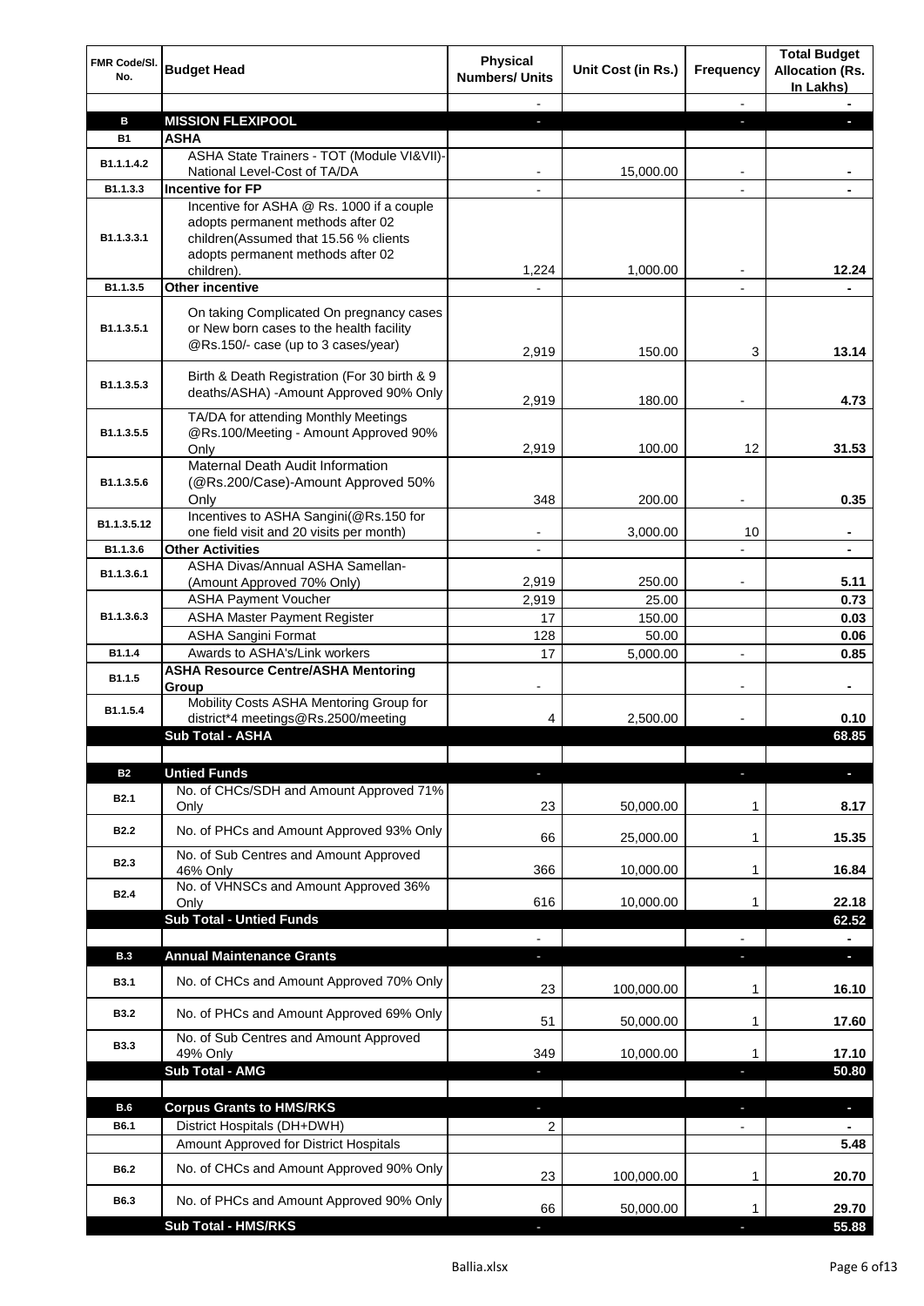| FMR Code/Sl. No. | Budget Head | Physical Numbers/ Units | Unit Cost (in Rs.) | Frequency | Total Budget Allocation (Rs. In Lakhs) |
|---|---|---|---|---|---|
| | | - | | - | - |
| **B** | **MISSION FLEXIPOOL** | - | | - | - |
| **B1** | **ASHA** | | | | |
| B1.1.1.4.2 | ASHA State Trainers - TOT (Module VI&VII)-National Level-Cost of TA/DA | - | 15,000.00 | - | - |
| B1.1.3.3 | **Incentive for FP** | - | | - | - |
| B1.1.3.3.1 | Incentive for ASHA @ Rs. 1000 if a couple adopts permanent methods after 02 children(Assumed that 15.56 % clients adopts permanent methods after 02 children). | 1,224 | 1,000.00 | - | **12.24** |
| B1.1.3.5 | **Other incentive** | - | | - | - |
| B1.1.3.5.1 | On taking Complicated On pregnancy cases or New born cases to the health facility @Rs.150/- case (up to 3 cases/year) | 2,919 | 150.00 | 3 | **13.14** |
| B1.1.3.5.3 | Birth & Death Registration (For 30 birth & 9 deaths/ASHA) -Amount Approved 90% Only | 2,919 | 180.00 | - | **4.73** |
| B1.1.3.5.5 | TA/DA for attending Monthly Meetings @Rs.100/Meeting - Amount Approved 90% Only | 2,919 | 100.00 | 12 | **31.53** |
| B1.1.3.5.6 | Maternal Death Audit Information (@Rs.200/Case)-Amount Approved 50% Only | 348 | 200.00 | - | **0.35** |
| B1.1.3.5.12 | Incentives to ASHA Sangini(@Rs.150 for one field visit and 20 visits per month) | - | 3,000.00 | 10 | - |
| B1.1.3.6 | **Other Activities** | - | | - | - |
| B1.1.3.6.1 | ASHA Divas/Annual ASHA Samellan-(Amount Approved 70% Only) | 2,919 | 250.00 | - | **5.11** |
| B1.1.3.6.3 | ASHA Payment Voucher | 2,919 | 25.00 | | **0.73** |
| | ASHA Master Payment Register | 17 | 150.00 | | **0.03** |
| | ASHA Sangini Format | 128 | 50.00 | | **0.06** |
| B1.1.4 | Awards to ASHA's/Link workers | 17 | 5,000.00 | - | **0.85** |
| B1.1.5 | **ASHA Resource Centre/ASHA Mentoring Group** | - | | - | - |
| B1.1.5.4 | Mobility Costs ASHA Mentoring Group for district*4 meetings@Rs.2500/meeting | 4 | 2,500.00 | - | **0.10** |
| | **Sub Total - ASHA** | | | | **68.85** |
| | | | | | |
| **B2** | **Untied Funds** | - | | - | - |
| B2.1 | No. of CHCs/SDH and Amount Approved 71% Only | 23 | 50,000.00 | 1 | **8.17** |
| B2.2 | No. of PHCs and Amount Approved 93% Only | 66 | 25,000.00 | 1 | **15.35** |
| B2.3 | No. of Sub Centres and Amount Approved 46% Only | 366 | 10,000.00 | 1 | **16.84** |
| B2.4 | No. of VHNSCs and Amount Approved 36% Only | 616 | 10,000.00 | 1 | **22.18** |
| | **Sub Total - Untied Funds** | | | | **62.52** |
| | | - | | - | - |
| **B.3** | **Annual Maintenance Grants** | - | | - | - |
| B3.1 | No. of CHCs and Amount Approved 70% Only | 23 | 100,000.00 | 1 | **16.10** |
| B3.2 | No. of PHCs and Amount Approved 69% Only | 51 | 50,000.00 | 1 | **17.60** |
| B3.3 | No. of Sub Centres and Amount Approved 49% Only | 349 | 10,000.00 | 1 | **17.10** |
| | **Sub Total - AMG** | - | | - | **50.80** |
| | | | | | |
| **B.6** | **Corpus Grants to HMS/RKS** | - | | - | - |
| B6.1 | District Hospitals (DH+DWH) | 2 | | - | - |
| | Amount Approved for District Hospitals | | | | **5.48** |
| B6.2 | No. of CHCs and Amount Approved 90% Only | 23 | 100,000.00 | 1 | **20.70** |
| B6.3 | No. of PHCs and Amount Approved 90% Only | 66 | 50,000.00 | 1 | **29.70** |
| | **Sub Total - HMS/RKS** | - | | - | **55.88** |

Ballia.xlsx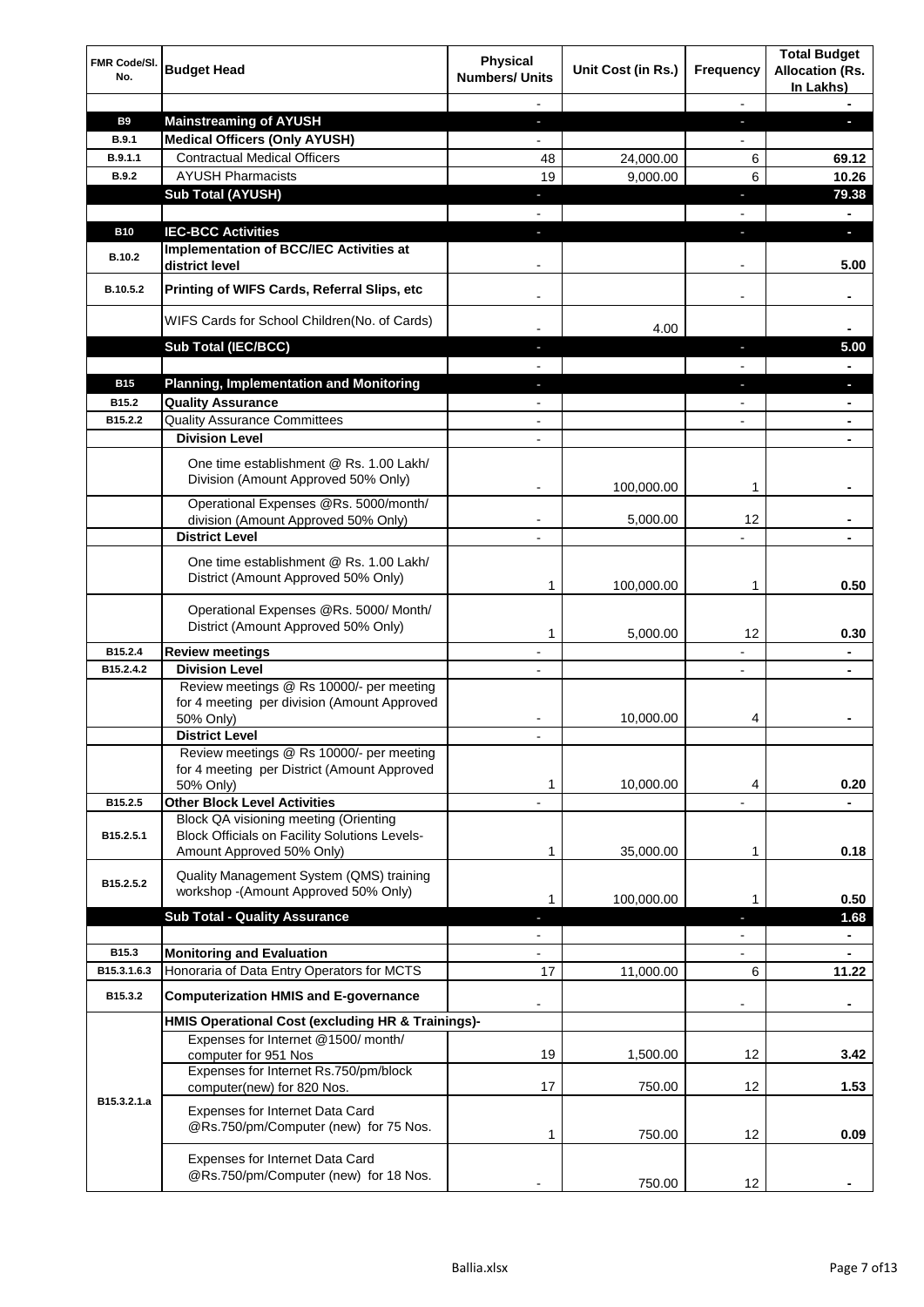| FMR Code/Sl. No. | Budget Head | Physical Numbers/ Units | Unit Cost (in Rs.) | Frequency | Total Budget Allocation (Rs. In Lakhs) |
|---|---|---|---|---|---|
| | | - | | - | - |
| B9 | **Mainstreaming of AYUSH** | - | | - | - |
| B.9.1 | **Medical Officers (Only AYUSH)** | - | | - | |
| B.9.1.1 | Contractual Medical Officers | 48 | 24,000.00 | 6 | **69.12** |
| B.9.2 | AYUSH Pharmacists | 19 | 9,000.00 | 6 | **10.26** |
| | **Sub Total (AYUSH)** | - | | - | **79.38** |
| | | - | | - | - |
| B10 | **IEC-BCC Activities** | - | | - | - |
| B.10.2 | **Implementation of BCC/IEC Activities at district level** | - | | - | **5.00** |
| B.10.5.2 | **Printing of WIFS Cards, Referral Slips, etc** | - | | - | - |
| | WIFS Cards for School Children(No. of Cards) | - | 4.00 | | - |
| | **Sub Total (IEC/BCC)** | - | | - | **5.00** |
| | | - | | - | - |
| B15 | **Planning, Implementation and Monitoring** | - | | - | - |
| B15.2 | **Quality Assurance** | - | | - | - |
| B15.2.2 | Quality Assurance Committees | - | | - | - |
| | **Division Level** | - | | | - |
| | One time establishment @ Rs. 1.00 Lakh/ Division (Amount Approved 50% Only) | - | 100,000.00 | 1 | - |
| | Operational Expenses @Rs. 5000/month/ division (Amount Approved 50% Only) | - | 5,000.00 | 12 | - |
| | **District Level** | - | | - | - |
| | One time establishment @ Rs. 1.00 Lakh/ District (Amount Approved 50% Only) | 1 | 100,000.00 | 1 | **0.50** |
| | Operational Expenses @Rs. 5000/ Month/ District (Amount Approved 50% Only) | 1 | 5,000.00 | 12 | **0.30** |
| B15.2.4 | **Review meetings** | - | | - | - |
| B15.2.4.2 | **Division Level** | - | | - | - |
| | Review meetings @ Rs 10000/- per meeting for 4 meeting per division (Amount Approved 50% Only) | - | 10,000.00 | 4 | - |
| | **District Level** | - | | | |
| | Review meetings @ Rs 10000/- per meeting for 4 meeting per District (Amount Approved 50% Only) | 1 | 10,000.00 | 4 | **0.20** |
| B15.2.5 | **Other Block Level Activities** | - | | - | - |
| B15.2.5.1 | Block QA visioning meeting (Orienting Block Officials on Facility Solutions Levels- Amount Approved 50% Only) | 1 | 35,000.00 | 1 | **0.18** |
| B15.2.5.2 | Quality Management System (QMS) training workshop -(Amount Approved 50% Only) | 1 | 100,000.00 | 1 | **0.50** |
| | **Sub Total - Quality Assurance** | - | | - | **1.68** |
| | | - | | - | - |
| B15.3 | **Monitoring and Evaluation** | - | | - | - |
| B15.3.1.6.3 | Honoraria of Data Entry Operators for MCTS | 17 | 11,000.00 | 6 | **11.22** |
| B15.3.2 | **Computerization HMIS and E-governance** | - | | - | - |
| | **HMIS Operational Cost (excluding HR & Trainings)-** | | | | |
| B15.3.2.1.a | Expenses for Internet @1500/ month/ computer for 951 Nos | 19 | 1,500.00 | 12 | **3.42** |
| | Expenses for Internet Rs.750/pm/block computer(new) for 820 Nos. | 17 | 750.00 | 12 | **1.53** |
| | Expenses for Internet Data Card @Rs.750/pm/Computer (new) for 75 Nos. | 1 | 750.00 | 12 | **0.09** |
| | Expenses for Internet Data Card @Rs.750/pm/Computer (new) for 18 Nos. | - | 750.00 | 12 | - |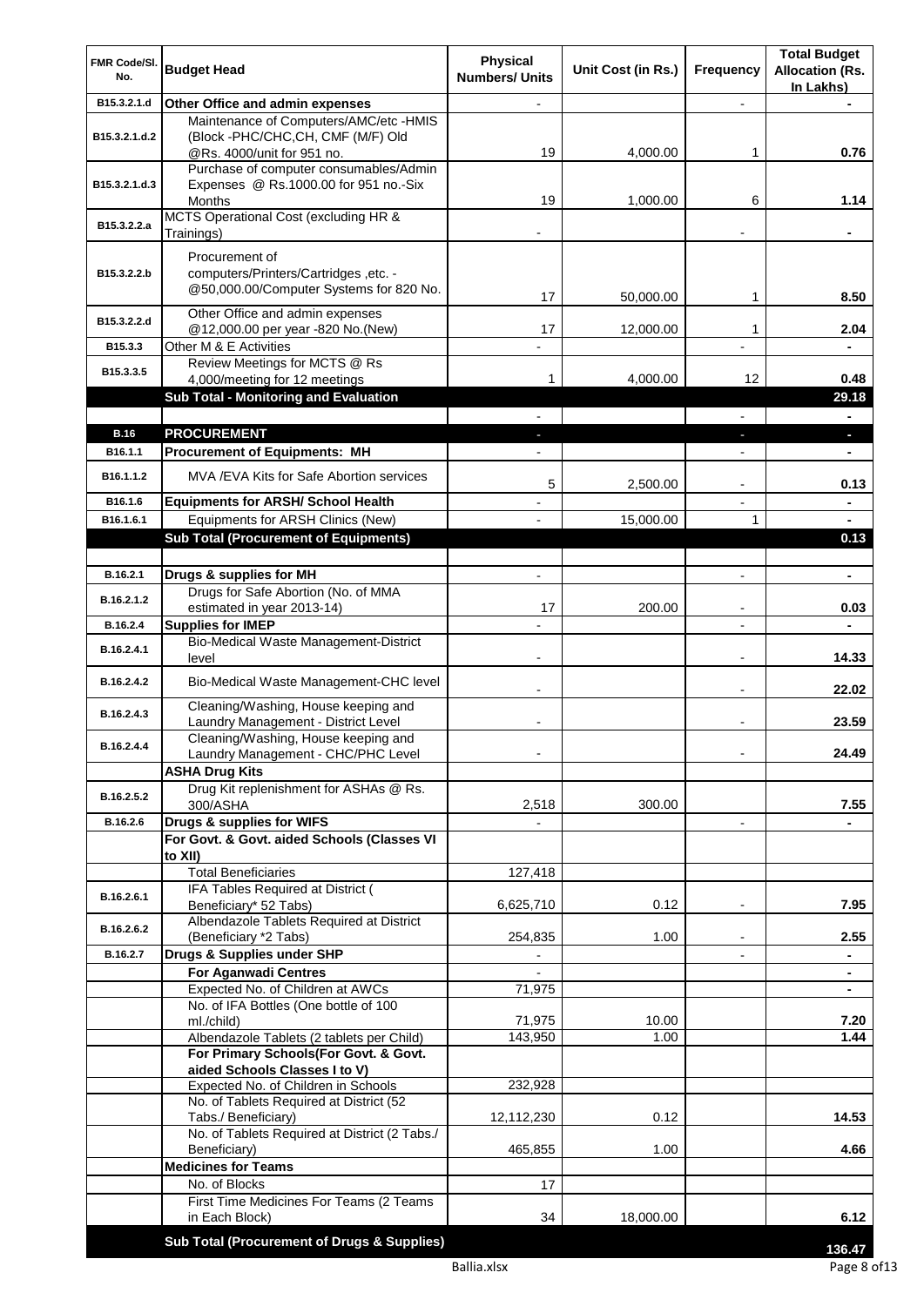| FMR Code/Sl. No. | Budget Head | Physical Numbers/ Units | Unit Cost (in Rs.) | Frequency | Total Budget Allocation (Rs. In Lakhs) |
|---|---|---|---|---|---|
| B15.3.2.1.d | **Other Office and admin expenses** | - | | - | - |
| B15.3.2.1.d.2 | Maintenance of Computers/AMC/etc -HMIS (Block -PHC/CHC,CH, CMF (M/F) Old @Rs. 4000/unit for 951 no. | 19 | 4,000.00 | 1 | 0.76 |
| B15.3.2.1.d.3 | Purchase of computer consumables/Admin Expenses @ Rs.1000.00 for 951 no.-Six Months | 19 | 1,000.00 | 6 | 1.14 |
| B15.3.2.2.a | MCTS Operational Cost (excluding HR & Trainings) | - | | - | - |
| B15.3.2.2.b | Procurement of computers/Printers/Cartridges ,etc. - @50,000.00/Computer Systems for 820 No. | 17 | 50,000.00 | 1 | 8.50 |
| B15.3.2.2.d | Other Office and admin expenses @12,000.00 per year -820 No.(New) | 17 | 12,000.00 | 1 | 2.04 |
| B15.3.3 | Other M & E Activities | - | | - | - |
| B15.3.3.5 | Review Meetings for MCTS @ Rs 4,000/meeting for 12 meetings | 1 | 4,000.00 | 12 | 0.48 |
| | **Sub Total - Monitoring and Evaluation** | | | | **29.18** |
| | | - | | - | - |
| **B.16** | **PROCUREMENT** | - | | - | - |
| B16.1.1 | **Procurement of Equipments: MH** | - | | - | - |
| B16.1.1.2 | MVA /EVA Kits for Safe Abortion services | 5 | 2,500.00 | - | 0.13 |
| B16.1.6 | **Equipments for ARSH/ School Health** | - | | - | - |
| B16.1.6.1 | Equipments for ARSH Clinics (New) | - | 15,000.00 | 1 | - |
| | **Sub Total (Procurement of Equipments)** | | | | **0.13** |
| | | | | | |
| B.16.2.1 | **Drugs & supplies for MH** | - | | - | - |
| B.16.2.1.2 | Drugs for Safe Abortion (No. of MMA estimated in year 2013-14) | 17 | 200.00 | - | 0.03 |
| B.16.2.4 | **Supplies for IMEP** | - | | - | - |
| B.16.2.4.1 | Bio-Medical Waste Management-District level | - | | - | 14.33 |
| B.16.2.4.2 | Bio-Medical Waste Management-CHC level | - | | - | 22.02 |
| B.16.2.4.3 | Cleaning/Washing, House keeping and Laundry Management - District Level | - | | - | 23.59 |
| B.16.2.4.4 | Cleaning/Washing, House keeping and Laundry Management - CHC/PHC Level | - | | - | 24.49 |
| | **ASHA Drug Kits** | | | | |
| B.16.2.5.2 | Drug Kit replenishment for ASHAs @ Rs. 300/ASHA | 2,518 | 300.00 | | 7.55 |
| B.16.2.6 | **Drugs & supplies for WIFS** | - | | - | - |
| | **For Govt. & Govt. aided Schools (Classes VI to XII)** | | | | |
| | Total Beneficiaries | 127,418 | | | |
| B.16.2.6.1 | IFA Tables Required at District ( Beneficiary* 52 Tabs) | 6,625,710 | 0.12 | - | 7.95 |
| B.16.2.6.2 | Albendazole Tablets Required at District (Beneficiary *2 Tabs) | 254,835 | 1.00 | - | 2.55 |
| B.16.2.7 | **Drugs & Supplies under SHP** | - | | - | - |
| | **For Aganwadi Centres** | - | | | - |
| | Expected No. of Children at AWCs | 71,975 | | | - |
| | No. of IFA Bottles (One bottle of 100 ml./child) | 71,975 | 10.00 | | 7.20 |
| | Albendazole Tablets (2 tablets per Child) | 143,950 | 1.00 | | 1.44 |
| | **For Primary Schools(For Govt. & Govt. aided Schools Classes I to V)** | | | | |
| | Expected No. of Children in Schools | 232,928 | | | |
| | No. of Tablets Required at District (52 Tabs./ Beneficiary) | 12,112,230 | 0.12 | | 14.53 |
| | No. of Tablets Required at District (2 Tabs./ Beneficiary) | 465,855 | 1.00 | | 4.66 |
| | **Medicines for Teams** | | | | |
| | No. of Blocks | 17 | | | |
| | First Time Medicines For Teams (2 Teams in Each Block) | 34 | 18,000.00 | | 6.12 |
| | **Sub Total (Procurement of Drugs & Supplies)** | | | | **136.47** |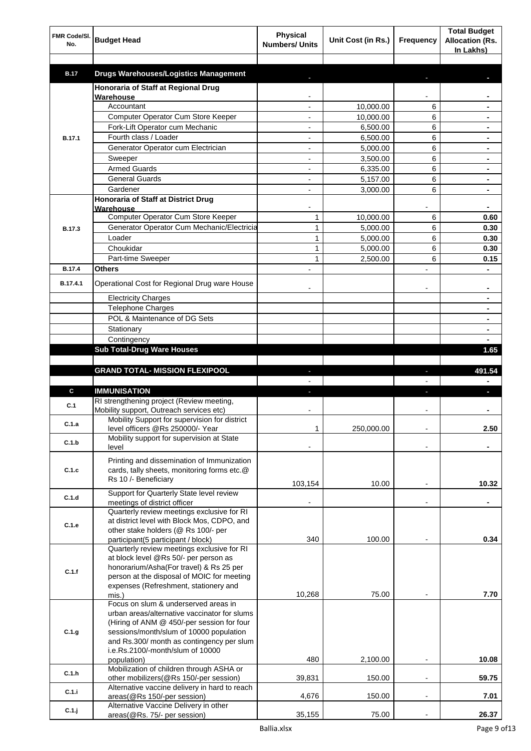| FMR Code/Sl. No. | Budget Head | Physical Numbers/ Units | Unit Cost (in Rs.) | Frequency | Total Budget Allocation (Rs. In Lakhs) |
|---|---|---|---|---|---|
| | | | | | |
| **B.17** | **Drugs Warehouses/Logistics Management** | - | | - | - |
| B.17.1 | **Honoraria of Staff at Regional Drug Warehouse** | - | | - | - |
| | Accountant | - | 10,000.00 | 6 | - |
| | Computer Operator Cum Store Keeper | - | 10,000.00 | 6 | - |
| | Fork-Lift Operator cum Mechanic | - | 6,500.00 | 6 | - |
| | Fourth class / Loader | - | 6,500.00 | 6 | - |
| | Generator Operator cum Electrician | - | 5,000.00 | 6 | - |
| | Sweeper | - | 3,500.00 | 6 | - |
| | Armed Guards | - | 6,335.00 | 6 | - |
| | General Guards | - | 5,157.00 | 6 | - |
| | Gardener | - | 3,000.00 | 6 | - |
| B.17.3 | **Honoraria of Staff at District Drug Warehouse** | - | | - | - |
| | Computer Operator Cum Store Keeper | 1 | 10,000.00 | 6 | 0.60 |
| | Generator Operator Cum Mechanic/Electricia | 1 | 5,000.00 | 6 | 0.30 |
| | Loader | 1 | 5,000.00 | 6 | 0.30 |
| | Choukidar | 1 | 5,000.00 | 6 | 0.30 |
| | Part-time Sweeper | 1 | 2,500.00 | 6 | 0.15 |
| **B.17.4** | **Others** | - | | - | - |
| B.17.4.1 | Operational Cost for Regional Drug ware House | - | | - | - |
| | Electricity Charges | | | | - |
| | Telephone Charges | | | | - |
| | POL & Maintenance of DG Sets | | | | - |
| | Stationary | | | | - |
| | Contingency | | | | - |
| | **Sub Total-Drug Ware Houses** | | | | **1.65** |
| | | | | | |
| | **GRAND TOTAL- MISSION FLEXIPOOL** | - | | - | **491.54** |
| | | - | | - | - |
| **C** | **IMMUNISATION** | - | | - | - |
| C.1 | RI strengthening project (Review meeting, Mobility support, Outreach services etc) | - | | - | - |
| C.1.a | Mobility Support for supervision for district level officers @Rs 250000/- Year | 1 | 250,000.00 | - | 2.50 |
| C.1.b | Mobility support for supervision at State level | - | | - | - |
| C.1.c | Printing and dissemination of Immunization cards, tally sheets, monitoring forms etc.@ Rs 10 /- Beneficiary | 103,154 | 10.00 | - | 10.32 |
| C.1.d | Support for Quarterly State level review meetings of district officer | - | | - | - |
| C.1.e | Quarterly review meetings exclusive for RI at district level with Block Mos, CDPO, and other stake holders (@ Rs 100/- per participant(5 participant / block) | 340 | 100.00 | - | 0.34 |
| C.1.f | Quarterly review meetings exclusive for RI at block level @Rs 50/- per person as honorarium/Asha(For travel) & Rs 25 per person at the disposal of MOIC for meeting expenses (Refreshment, stationery and mis.) | 10,268 | 75.00 | - | 7.70 |
| C.1.g | Focus on slum & underserved areas in urban areas/alternative vaccinator for slums (Hiring of ANM @ 450/-per session for four sessions/month/slum of 10000 population and Rs.300/ month as contingency per slum i.e.Rs.2100/-month/slum of 10000 population) | 480 | 2,100.00 | - | 10.08 |
| C.1.h | Mobilization of children through ASHA or other mobilizers(@Rs 150/-per session) | 39,831 | 150.00 | - | 59.75 |
| C.1.i | Alternative vaccine delivery in hard to reach areas(@Rs 150/-per session) | 4,676 | 150.00 | - | 7.01 |
| C.1.j | Alternative Vaccine Delivery in other areas(@Rs. 75/- per session) | 35,155 | 75.00 | - | 26.37 |

Ballia.xlsx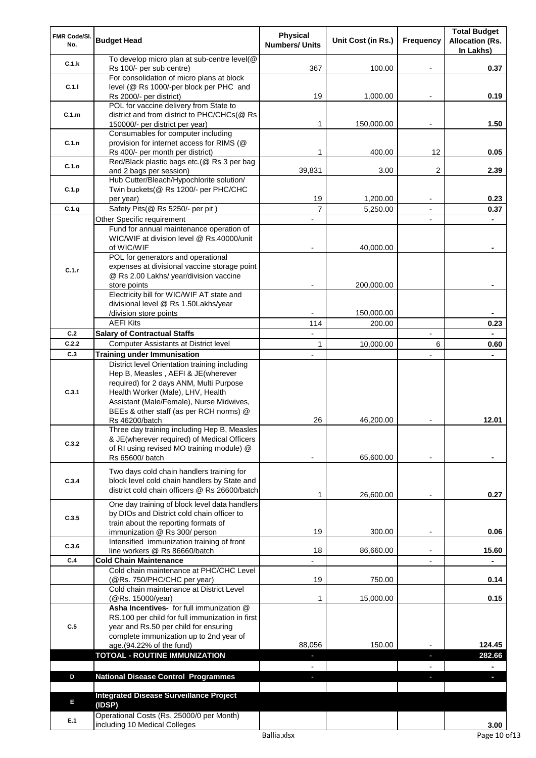| FMR Code/Sl. No. | Budget Head | Physical Numbers/ Units | Unit Cost (in Rs.) | Frequency | Total Budget Allocation (Rs. In Lakhs) |
|---|---|---|---|---|---|
| C.1.k | To develop micro plan at sub-centre level(@ Rs 100/- per sub centre) | 367 | 100.00 | - | 0.37 |
| C.1.l | For consolidation of micro plans at block level (@ Rs 1000/-per block per PHC and Rs 2000/- per district) | 19 | 1,000.00 | - | 0.19 |
| C.1.m | POL for vaccine delivery from State to district and from district to PHC/CHCs(@ Rs 150000/- per district per year) | 1 | 150,000.00 | - | 1.50 |
| C.1.n | Consumables for computer including provision for internet access for RIMS (@ Rs 400/- per month per district) | 1 | 400.00 | 12 | 0.05 |
| C.1.o | Red/Black plastic bags etc.(@ Rs 3 per bag and 2 bags per session) | 39,831 | 3.00 | 2 | 2.39 |
| C.1.p | Hub Cutter/Bleach/Hypochlorite solution/ Twin buckets(@ Rs 1200/- per PHC/CHC per year) | 19 | 1,200.00 | - | 0.23 |
| C.1.q | Safety Pits(@ Rs 5250/- per pit ) | 7 | 5,250.00 | - | 0.37 |
| C.1.r | Other Specific requirement | - | | - | - |
| | Fund for annual maintenance operation of WIC/WIF at division level @ Rs.40000/unit of WIC/WIF | - | 40,000.00 | | - |
| | POL for generators and operational expenses at divisional vaccine storage point @ Rs 2.00 Lakhs/ year/division vaccine store points | - | 200,000.00 | | - |
| | Electricity bill for WIC/WIF AT state and divisional level @ Rs 1.50Lakhs/year /division store points | - | 150,000.00 | | - |
| | AEFI Kits | 114 | 200.00 | | 0.23 |
| C.2 | **Salary of Contractual Staffs** | - | | - | - |
| C.2.2 | Computer Assistants at District level | 1 | 10,000.00 | 6 | 0.60 |
| C.3 | **Training under Immunisation** | - | | - | - |
| C.3.1 | District level Orientation training including Hep B, Measles , AEFI & JE(wherever required) for 2 days ANM, Multi Purpose Health Worker (Male), LHV, Health Assistant (Male/Female), Nurse Midwives, BEEs & other staff (as per RCH norms) @ Rs 46200/batch | 26 | 46,200.00 | - | 12.01 |
| C.3.2 | Three day training including Hep B, Measles & JE(wherever required) of Medical Officers of RI using revised MO training module) @ Rs 65600/ batch | - | 65,600.00 | - | - |
| C.3.4 | Two days cold chain handlers training for block level cold chain handlers by State and district cold chain officers @ Rs 26600/batch | 1 | 26,600.00 | - | 0.27 |
| C.3.5 | One day training of block level data handlers by DIOs and District cold chain officer to train about the reporting formats of immunization @ Rs 300/ person | 19 | 300.00 | - | 0.06 |
| C.3.6 | Intensified immunization training of front line workers @ Rs 86660/batch | 18 | 86,660.00 | - | 15.60 |
| C.4 | **Cold Chain Maintenance** | - | | - | - |
| | Cold chain maintenance at PHC/CHC Level (@Rs. 750/PHC/CHC per year) | 19 | 750.00 | | 0.14 |
| | Cold chain maintenance at District Level (@Rs. 15000/year) | 1 | 15,000.00 | | 0.15 |
| C.5 | **Asha Incentives-** for full immunization @ RS.100 per child for full immunization in first year and Rs.50 per child for ensuring complete immunization up to 2nd year of age.(94.22% of the fund) | 88,056 | 150.00 | - | 124.45 |
| | **TOTOAL - ROUTINE IMMUNIZATION** | - | | - | **282.66** |
| | | - | | - | - |
| D | **National Disease Control Programmes** | - | | - | - |
| | | | | | |
| E | **Integrated Disease Surveillance Project (IDSP)** | | | | |
| E.1 | Operational Costs (Rs. 25000/0 per Month) including 10 Medical Colleges | | | | 3.00 |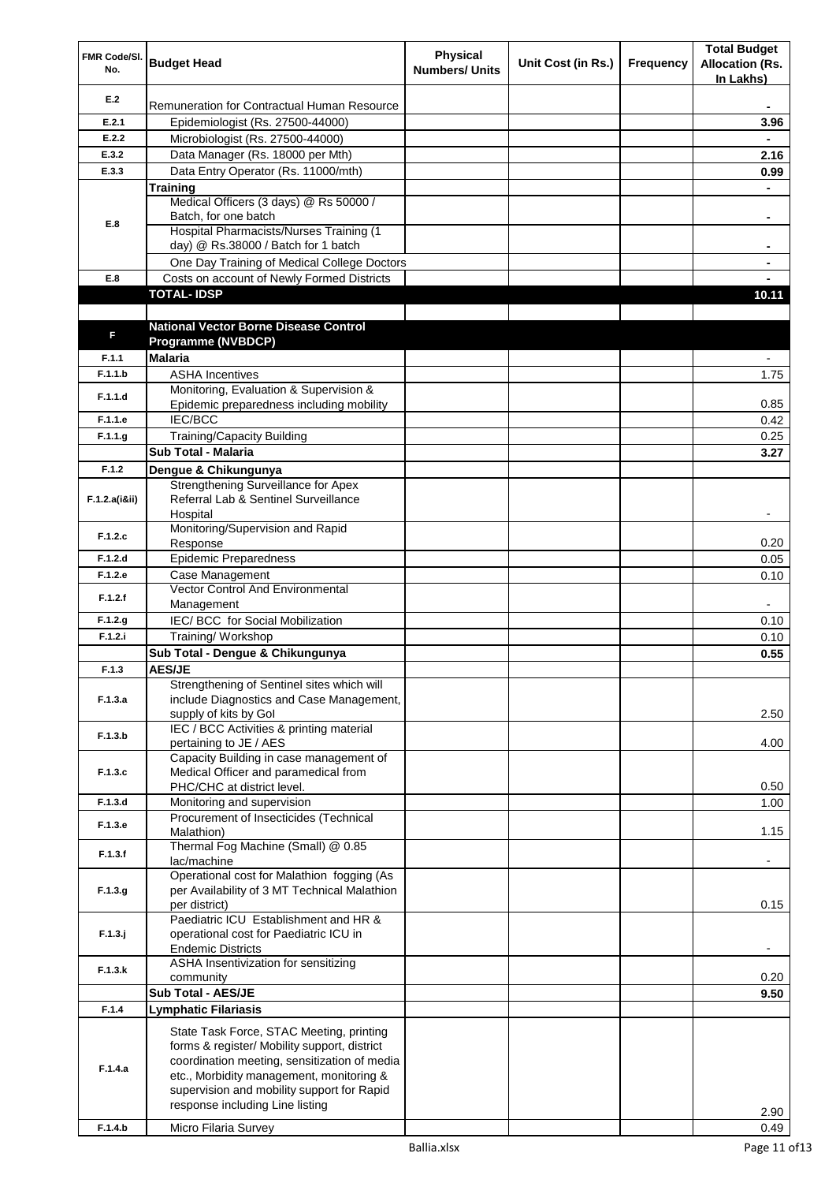| FMR Code/Sl. No. | Budget Head | Physical Numbers/ Units | Unit Cost (in Rs.) | Frequency | Total Budget Allocation (Rs. In Lakhs) |
|---|---|---|---|---|---|
| E.2 | Remuneration for Contractual Human Resource | | | | - |
| E.2.1 | Epidemiologist (Rs. 27500-44000) | | | | 3.96 |
| E.2.2 | Microbiologist (Rs. 27500-44000) | | | | - |
| E.3.2 | Data Manager (Rs. 18000 per Mth) | | | | 2.16 |
| E.3.3 | Data Entry Operator (Rs. 11000/mth) | | | | 0.99 |
| E.8 | **Training** | | | | - |
| | Medical Officers (3 days) @ Rs 50000 / Batch, for one batch | | | | - |
| | Hospital Pharmacists/Nurses Training (1 day) @ Rs.38000 / Batch for 1 batch | | | | - |
| | One Day Training of Medical College Doctors | | | | - |
| E.8 | Costs on account of Newly Formed Districts | | | | - |
| | **TOTAL- IDSP** | | | | **10.11** |
| | | | | | |
| F | **National Vector Borne Disease Control Programme (NVBDCP)** | | | | |
| F.1.1 | **Malaria** | | | | - |
| F.1.1.b | ASHA Incentives | | | | 1.75 |
| F.1.1.d | Monitoring, Evaluation & Supervision & Epidemic preparedness including mobility | | | | 0.85 |
| F.1.1.e | IEC/BCC | | | | 0.42 |
| F.1.1.g | Training/Capacity Building | | | | 0.25 |
| | **Sub Total - Malaria** | | | | **3.27** |
| F.1.2 | **Dengue & Chikungunya** | | | | |
| F.1.2.a(i&ii) | Strengthening Surveillance for Apex Referral Lab & Sentinel Surveillance Hospital | | | | - |
| F.1.2.c | Monitoring/Supervision and Rapid Response | | | | 0.20 |
| F.1.2.d | Epidemic Preparedness | | | | 0.05 |
| F.1.2.e | Case Management | | | | 0.10 |
| F.1.2.f | Vector Control And Environmental Management | | | | - |
| F.1.2.g | IEC/ BCC for Social Mobilization | | | | 0.10 |
| F.1.2.i | Training/ Workshop | | | | 0.10 |
| | **Sub Total - Dengue & Chikungunya** | | | | **0.55** |
| F.1.3 | **AES/JE** | | | | |
| F.1.3.a | Strengthening of Sentinel sites which will include Diagnostics and Case Management, supply of kits by GoI | | | | 2.50 |
| F.1.3.b | IEC / BCC Activities & printing material pertaining to JE / AES | | | | 4.00 |
| F.1.3.c | Capacity Building in case management of Medical Officer and paramedical from PHC/CHC at district level. | | | | 0.50 |
| F.1.3.d | Monitoring and supervision | | | | 1.00 |
| F.1.3.e | Procurement of Insecticides (Technical Malathion) | | | | 1.15 |
| F.1.3.f | Thermal Fog Machine (Small) @ 0.85 lac/machine | | | | - |
| F.1.3.g | Operational cost for Malathion fogging (As per Availability of 3 MT Technical Malathion per district) | | | | 0.15 |
| F.1.3.j | Paediatric ICU Establishment and HR & operational cost for Paediatric ICU in Endemic Districts | | | | - |
| F.1.3.k | ASHA Insentivization for sensitizing community | | | | 0.20 |
| | **Sub Total - AES/JE** | | | | **9.50** |
| F.1.4 | **Lymphatic Filariasis** | | | | |
| F.1.4.a | State Task Force, STAC Meeting, printing forms & register/ Mobility support, district coordination meeting, sensitization of media etc., Morbidity management, monitoring & supervision and mobility support for Rapid response including Line listing | | | | 2.90 |
| F.1.4.b | Micro Filaria Survey | | | | 0.49 |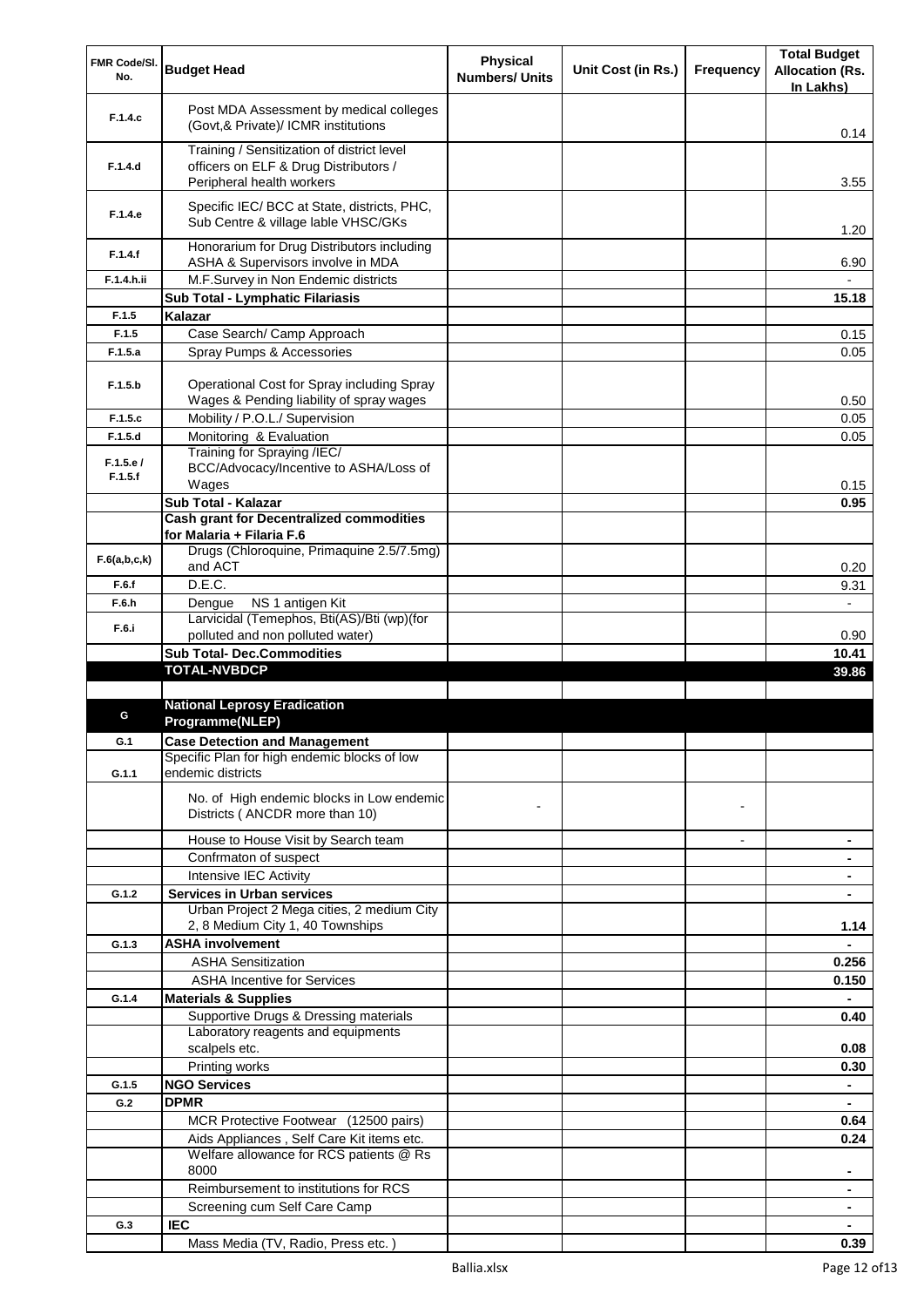| FMR Code/Sl. No. | Budget Head | Physical Numbers/ Units | Unit Cost (in Rs.) | Frequency | Total Budget Allocation (Rs. In Lakhs) |
|---|---|---|---|---|---|
| F.1.4.c | Post MDA Assessment by medical colleges (Govt,& Private)/ ICMR institutions | | | | 0.14 |
| F.1.4.d | Training / Sensitization of district level officers on ELF & Drug Distributors / Peripheral health workers | | | | 3.55 |
| F.1.4.e | Specific IEC/ BCC at State, districts, PHC, Sub Centre & village lable VHSC/GKs | | | | 1.20 |
| F.1.4.f | Honorarium for Drug Distributors including ASHA & Supervisors involve in MDA | | | | 6.90 |
| F.1.4.h.ii | M.F.Survey in Non Endemic districts | | | | - |
| | **Sub Total - Lymphatic Filariasis** | | | | **15.18** |
| F.1.5 | **Kalazar** | | | | |
| F.1.5 | Case Search/ Camp Approach | | | | 0.15 |
| F.1.5.a | Spray Pumps & Accessories | | | | 0.05 |
| F.1.5.b | Operational Cost for Spray including Spray Wages & Pending liability of spray wages | | | | 0.50 |
| F.1.5.c | Mobility / P.O.L./ Supervision | | | | 0.05 |
| F.1.5.d | Monitoring & Evaluation | | | | 0.05 |
| F.1.5.e / F.1.5.f | Training for Spraying /IEC/ BCC/Advocacy/Incentive to ASHA/Loss of Wages | | | | 0.15 |
| | **Sub Total - Kalazar** | | | | **0.95** |
| | **Cash grant for Decentralized commodities for Malaria + Filaria F.6** | | | | |
| F.6(a,b,c,k) | Drugs (Chloroquine, Primaquine 2.5/7.5mg) and ACT | | | | 0.20 |
| F.6.f | D.E.C. | | | | 9.31 |
| F.6.h | Dengue NS 1 antigen Kit | | | | - |
| F.6.i | Larvicidal (Temephos, Bti(AS)/Bti (wp)(for polluted and non polluted water) | | | | 0.90 |
| | **Sub Total- Dec.Commodities** | | | | **10.41** |
| | **TOTAL-NVBDCP** | | | | **39.86** |
| | | | | | |
| G | **National Leprosy Eradication Programme(NLEP)** | | | | |
| G.1 | **Case Detection and Management** | | | | |
| G.1.1 | Specific Plan for high endemic blocks of low endemic districts | | | | |
| | No. of High endemic blocks in Low endemic Districts ( ANCDR more than 10) | - | | - | |
| | House to House Visit by Search team | | | - | - |
| | Confrmaton of suspect | | | | - |
| | Intensive IEC Activity | | | | - |
| G.1.2 | **Services in Urban services** | | | | - |
| | Urban Project 2 Mega cities, 2 medium City 2, 8 Medium City 1, 40 Townships | | | | **1.14** |
| G.1.3 | **ASHA involvement** | | | | - |
| | ASHA Sensitization | | | | **0.256** |
| | ASHA Incentive for Services | | | | **0.150** |
| G.1.4 | **Materials & Supplies** | | | | - |
| | Supportive Drugs & Dressing materials | | | | **0.40** |
| | Laboratory reagents and equipments scalpels etc. | | | | **0.08** |
| | Printing works | | | | **0.30** |
| G.1.5 | **NGO Services** | | | | - |
| G.2 | **DPMR** | | | | - |
| | MCR Protective Footwear (12500 pairs) | | | | **0.64** |
| | Aids Appliances , Self Care Kit items etc. | | | | **0.24** |
| | Welfare allowance for RCS patients @ Rs 8000 | | | | - |
| | Reimbursement to institutions for RCS | | | | - |
| | Screening cum Self Care Camp | | | | - |
| G.3 | **IEC** | | | | - |
| | Mass Media (TV, Radio, Press etc. ) | | | | **0.39** |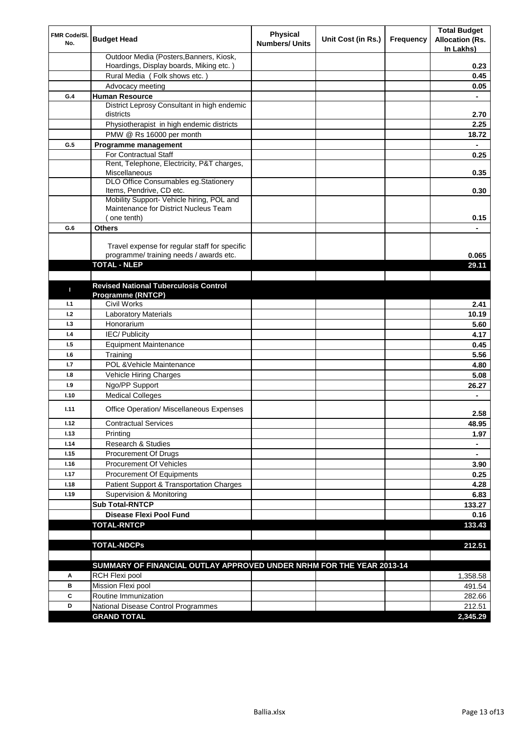| FMR Code/Sl. No. | Budget Head | Physical Numbers/ Units | Unit Cost (in Rs.) | Frequency | Total Budget Allocation (Rs. In Lakhs) |
|---|---|---|---|---|---|
| | Outdoor Media (Posters,Banners, Kiosk, Hoardings, Display boards, Miking etc. ) | | | | 0.23 |
| | Rural Media ( Folk shows etc. ) | | | | 0.45 |
| | Advocacy meeting | | | | 0.05 |
| G.4 | **Human Resource** | | | | - |
| | District Leprosy Consultant in high endemic districts | | | | 2.70 |
| | Physiotherapist in high endemic districts | | | | 2.25 |
| | PMW @ Rs 16000 per month | | | | 18.72 |
| G.5 | **Programme management** | | | | - |
| | For Contractual Staff | | | | 0.25 |
| | Rent, Telephone, Electricity, P&T charges, Miscellaneous | | | | 0.35 |
| | DLO Office Consumables eg.Stationery Items, Pendrive, CD etc. | | | | 0.30 |
| | Mobility Support- Vehicle hiring, POL and Maintenance for District Nucleus Team ( one tenth) | | | | 0.15 |
| G.6 | **Others** | | | | - |
| | Travel expense for regular staff for specific programme/ training needs / awards etc. | | | | 0.065 |
| | **TOTAL - NLEP** | | | | **29.11** |
| | | | | | |
| I | **Revised National Tuberculosis Control Programme (RNTCP)** | | | | |
| I.1 | Civil Works | | | | 2.41 |
| I.2 | Laboratory Materials | | | | 10.19 |
| I.3 | Honorarium | | | | 5.60 |
| I.4 | IEC/ Publicity | | | | 4.17 |
| I.5 | Equipment Maintenance | | | | 0.45 |
| I.6 | Training | | | | 5.56 |
| I.7 | POL &Vehicle Maintenance | | | | 4.80 |
| I.8 | Vehicle Hiring Charges | | | | 5.08 |
| I.9 | Ngo/PP Support | | | | 26.27 |
| I.10 | Medical Colleges | | | | - |
| I.11 | Office Operation/ Miscellaneous Expenses | | | | 2.58 |
| I.12 | Contractual Services | | | | 48.95 |
| I.13 | Printing | | | | 1.97 |
| I.14 | Research & Studies | | | | - |
| I.15 | Procurement Of Drugs | | | | - |
| I.16 | Procurement Of Vehicles | | | | 3.90 |
| I.17 | Procurement Of Equipments | | | | 0.25 |
| I.18 | Patient Support & Transportation Charges | | | | 4.28 |
| I.19 | Supervision & Monitoring | | | | 6.83 |
| | **Sub Total-RNTCP** | | | | **133.27** |
| | **Disease Flexi Pool Fund** | | | | **0.16** |
| | **TOTAL-RNTCP** | | | | **133.43** |
| | | | | | |
| | **TOTAL-NDCPs** | | | | **212.51** |
| | | | | | |
| | **SUMMARY OF FINANCIAL OUTLAY APPROVED UNDER NRHM FOR THE YEAR 2013-14** | | | | |
| A | RCH Flexi pool | | | | 1,358.58 |
| B | Mission Flexi pool | | | | 491.54 |
| C | Routine Immunization | | | | 282.66 |
| D | National Disease Control Programmes | | | | 212.51 |
| | **GRAND TOTAL** | | | | **2,345.29** |

Ballia.xlsx